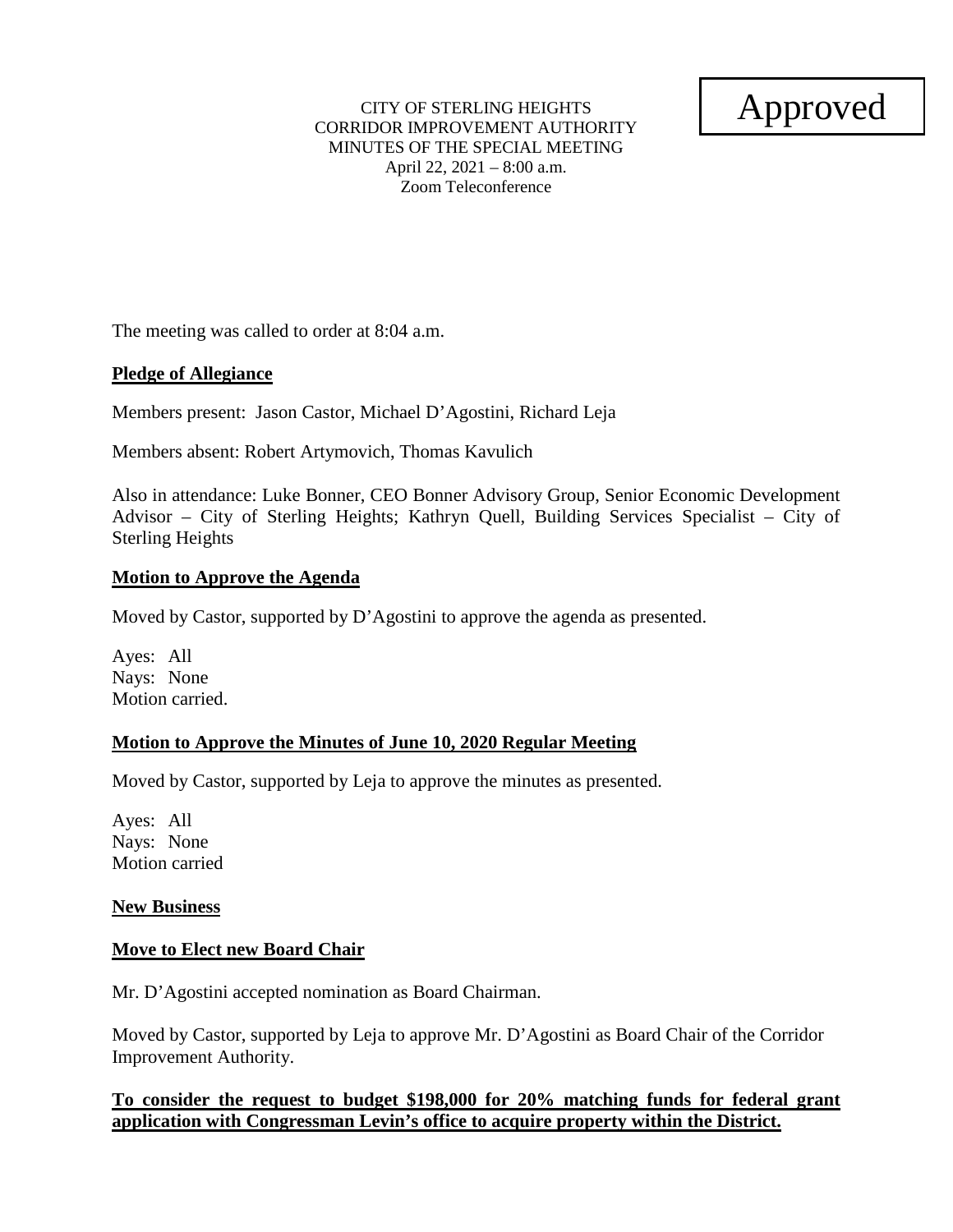Approved

CITY OF STERLING HEIGHTS
CORRIDOR IMPROVEMENT AUTHORITY
MINUTES OF THE SPECIAL MEETING
April 22, 2021 – 8:00 a.m.
Zoom Teleconference

The meeting was called to order at 8:04 a.m.

**Pledge of Allegiance**

Members present: Jason Castor, Michael D'Agostini, Richard Leja

Members absent: Robert Artymovich, Thomas Kavulich

Also in attendance: Luke Bonner, CEO Bonner Advisory Group, Senior Economic Development Advisor – City of Sterling Heights; Kathryn Quell, Building Services Specialist – City of Sterling Heights

**Motion to Approve the Agenda**

Moved by Castor, supported by D'Agostini to approve the agenda as presented.

Ayes: All
Nays: None
Motion carried.

**Motion to Approve the Minutes of June 10, 2020 Regular Meeting**

Moved by Castor, supported by Leja to approve the minutes as presented.

Ayes: All
Nays: None
Motion carried

**New Business**

**Move to Elect new Board Chair**

Mr. D'Agostini accepted nomination as Board Chairman.

Moved by Castor, supported by Leja to approve Mr. D'Agostini as Board Chair of the Corridor Improvement Authority.

**To consider the request to budget $198,000 for 20% matching funds for federal grant application with Congressman Levin's office to acquire property within the District.**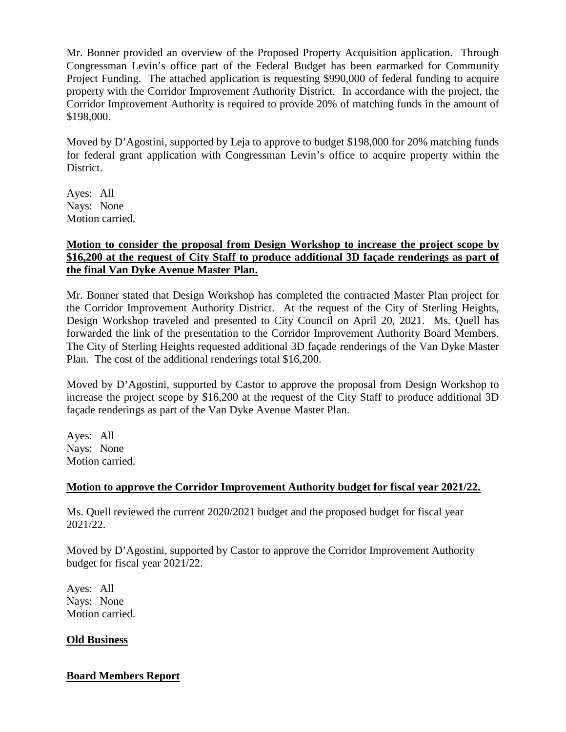Mr. Bonner provided an overview of the Proposed Property Acquisition application. Through Congressman Levin's office part of the Federal Budget has been earmarked for Community Project Funding. The attached application is requesting $990,000 of federal funding to acquire property with the Corridor Improvement Authority District. In accordance with the project, the Corridor Improvement Authority is required to provide 20% of matching funds in the amount of $198,000.

Moved by D'Agostini, supported by Leja to approve to budget $198,000 for 20% matching funds for federal grant application with Congressman Levin's office to acquire property within the District.

Ayes: All
Nays: None
Motion carried.

**Motion to consider the proposal from Design Workshop to increase the project scope by $16,200 at the request of City Staff to produce additional 3D façade renderings as part of the final Van Dyke Avenue Master Plan.**

Mr. Bonner stated that Design Workshop has completed the contracted Master Plan project for the Corridor Improvement Authority District. At the request of the City of Sterling Heights, Design Workshop traveled and presented to City Council on April 20, 2021. Ms. Quell has forwarded the link of the presentation to the Corridor Improvement Authority Board Members. The City of Sterling Heights requested additional 3D façade renderings of the Van Dyke Master Plan. The cost of the additional renderings total $16,200.

Moved by D'Agostini, supported by Castor to approve the proposal from Design Workshop to increase the project scope by $16,200 at the request of the City Staff to produce additional 3D façade renderings as part of the Van Dyke Avenue Master Plan.

Ayes: All
Nays: None
Motion carried.

**Motion to approve the Corridor Improvement Authority budget for fiscal year 2021/22.**

Ms. Quell reviewed the current 2020/2021 budget and the proposed budget for fiscal year 2021/22.

Moved by D'Agostini, supported by Castor to approve the Corridor Improvement Authority budget for fiscal year 2021/22.

Ayes: All
Nays: None
Motion carried.

**Old Business**

**Board Members Report**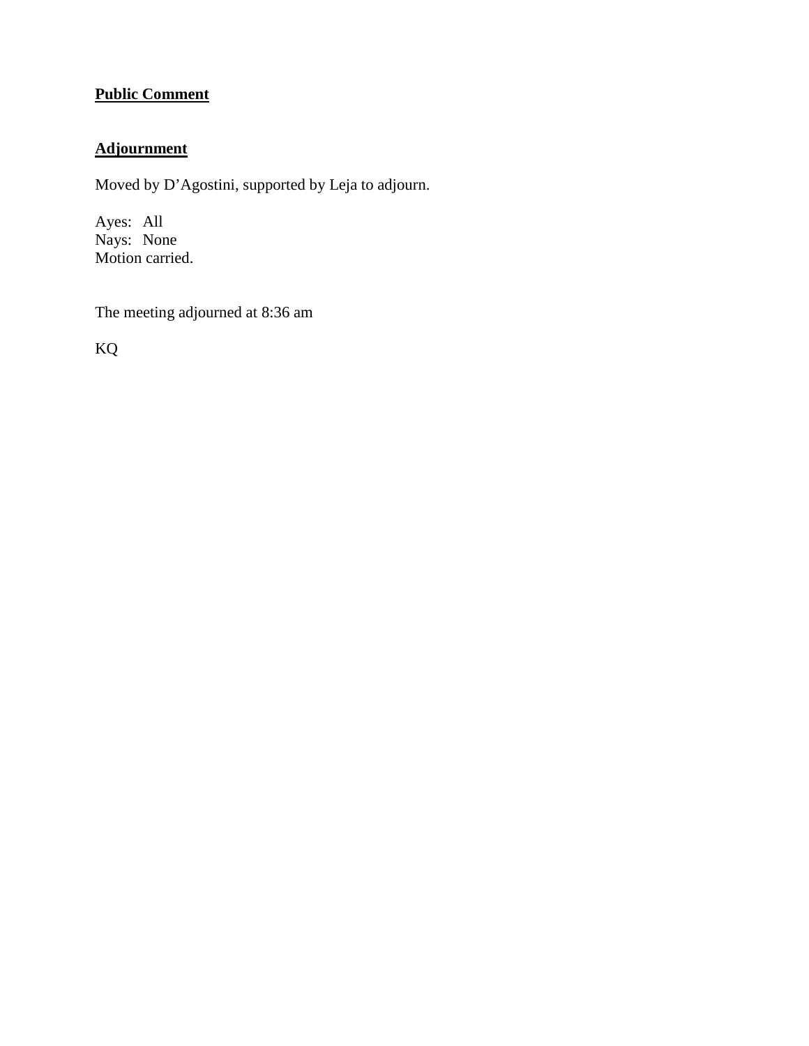**Public Comment**

**Adjournment**

Moved by D'Agostini, supported by Leja to adjourn.

Ayes: All
Nays: None
Motion carried.

The meeting adjourned at 8:36 am

KQ